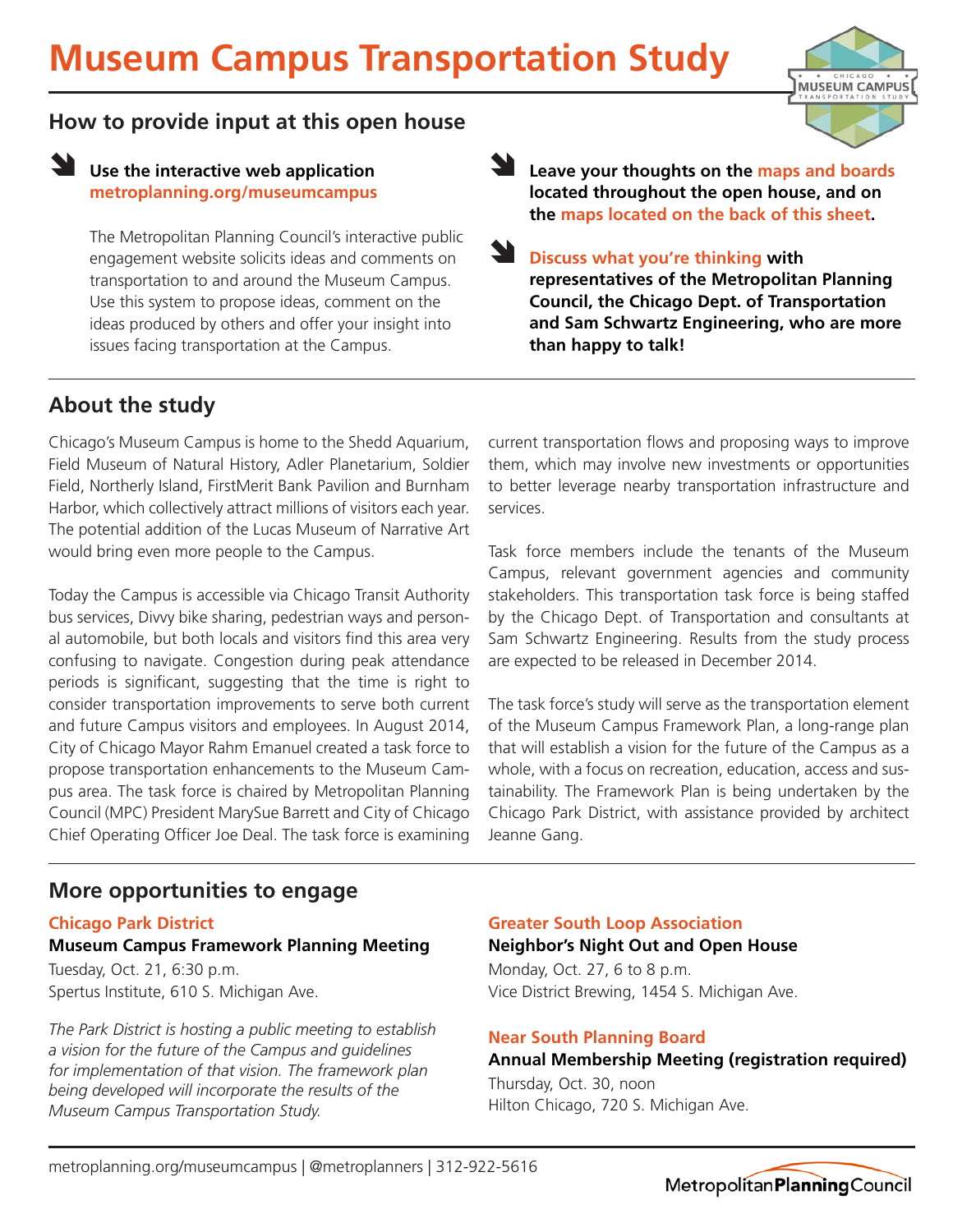# Museum Campus Transportation Study

## How to provide input at this open house

**Use the interactive web application**
**metroplanning.org/museumcampus**

The Metropolitan Planning Council's interactive public engagement website solicits ideas and comments on transportation to and around the Museum Campus. Use this system to propose ideas, comment on the ideas produced by others and offer your insight into issues facing transportation at the Campus.

**Leave your thoughts on the maps and boards located throughout the open house, and on the maps located on the back of this sheet.**

**Discuss what you're thinking with representatives of the Metropolitan Planning Council, the Chicago Dept. of Transportation and Sam Schwartz Engineering, who are more than happy to talk!**

## About the study

Chicago's Museum Campus is home to the Shedd Aquarium, Field Museum of Natural History, Adler Planetarium, Soldier Field, Northerly Island, FirstMerit Bank Pavilion and Burnham Harbor, which collectively attract millions of visitors each year. The potential addition of the Lucas Museum of Narrative Art would bring even more people to the Campus.

Today the Campus is accessible via Chicago Transit Authority bus services, Divvy bike sharing, pedestrian ways and personal automobile, but both locals and visitors find this area very confusing to navigate. Congestion during peak attendance periods is significant, suggesting that the time is right to consider transportation improvements to serve both current and future Campus visitors and employees. In August 2014, City of Chicago Mayor Rahm Emanuel created a task force to propose transportation enhancements to the Museum Campus area. The task force is chaired by Metropolitan Planning Council (MPC) President MarySue Barrett and City of Chicago Chief Operating Officer Joe Deal. The task force is examining current transportation flows and proposing ways to improve them, which may involve new investments or opportunities to better leverage nearby transportation infrastructure and services.

Task force members include the tenants of the Museum Campus, relevant government agencies and community stakeholders. This transportation task force is being staffed by the Chicago Dept. of Transportation and consultants at Sam Schwartz Engineering. Results from the study process are expected to be released in December 2014.

The task force's study will serve as the transportation element of the Museum Campus Framework Plan, a long-range plan that will establish a vision for the future of the Campus as a whole, with a focus on recreation, education, access and sustainability. The Framework Plan is being undertaken by the Chicago Park District, with assistance provided by architect Jeanne Gang.

## More opportunities to engage

### Chicago Park District

**Museum Campus Framework Planning Meeting**
Tuesday, Oct. 21, 6:30 p.m.
Spertus Institute, 610 S. Michigan Ave.

*The Park District is hosting a public meeting to establish a vision for the future of the Campus and guidelines for implementation of that vision. The framework plan being developed will incorporate the results of the Museum Campus Transportation Study.*

### Greater South Loop Association

**Neighbor's Night Out and Open House**
Monday, Oct. 27, 6 to 8 p.m.
Vice District Brewing, 1454 S. Michigan Ave.

### Near South Planning Board

**Annual Membership Meeting (registration required)**
Thursday, Oct. 30, noon
Hilton Chicago, 720 S. Michigan Ave.

metroplanning.org/museumcampus | @metroplanners | 312-922-5616

Metropolitan Planning Council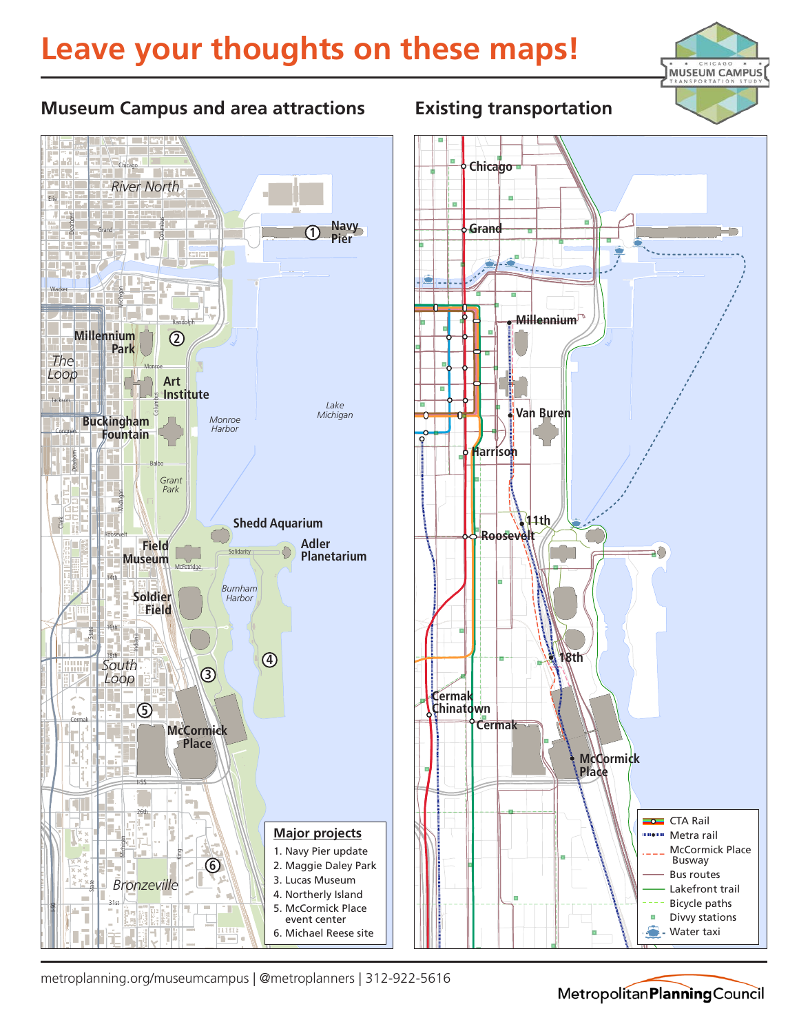# Leave your thoughts on these maps!

CHICAGO MUSEUM CAMPUS TRANSPORTATION STUDY

## Museum Campus and area attractions

River North
Navy Pier
Millennium Park
The Loop
Art Institute
Buckingham Fountain
Monroe Harbor
Lake Michigan
Grant Park
Shedd Aquarium
Adler Planetarium
Field Museum
Burnham Harbor
Soldier Field
South Loop
McCormick Place
Bronzeville

Chicago
Erie
Grand
Dearborn
Columbus
Wacker
Michigan
Randolph
Monroe
Jackson
Congress
Balbo
Roosevelt
Solidarity
McFetridge
14th
16th
18th
State
Indiana
Cermak
I-55
26th
King
31st
I-90

**Major projects**

1. Navy Pier update
2. Maggie Daley Park
3. Lucas Museum
4. Northerly Island
5. McCormick Place event center
6. Michael Reese site

## Existing transportation

Chicago
Grand
Millennium
Van Buren
Harrison
11th
Roosevelt
18th
Cermak Chinatown
Cermak
McCormick Place

- CTA Rail
- Metra rail
- McCormick Place Busway
- Bus routes
- Lakefront trail
- Bicycle paths
- Divvy stations
- Water taxi

metroplanning.org/museumcampus | @metroplanners | 312-922-5616

MetropolitanPlanningCouncil